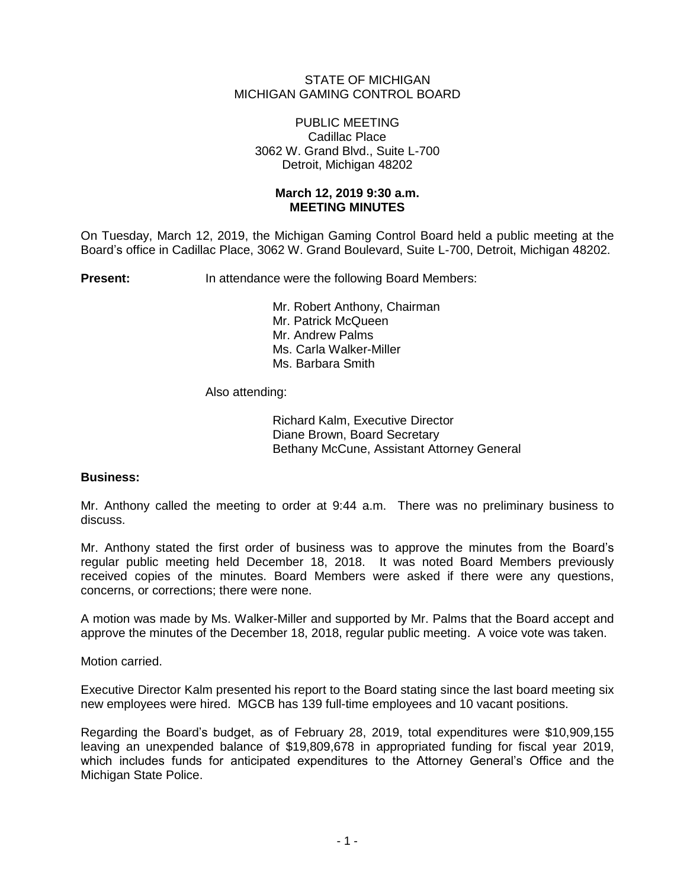STATE OF MICHIGAN
MICHIGAN GAMING CONTROL BOARD

PUBLIC MEETING
Cadillac Place
3062 W. Grand Blvd., Suite L-700
Detroit, Michigan 48202

**March 12, 2019 9:30 a.m.**
**MEETING MINUTES**

On Tuesday, March 12, 2019, the Michigan Gaming Control Board held a public meeting at the Board's office in Cadillac Place, 3062 W. Grand Boulevard, Suite L-700, Detroit, Michigan 48202.

**Present:** In attendance were the following Board Members:

Mr. Robert Anthony, Chairman
Mr. Patrick McQueen
Mr. Andrew Palms
Ms. Carla Walker-Miller
Ms. Barbara Smith

Also attending:

Richard Kalm, Executive Director
Diane Brown, Board Secretary
Bethany McCune, Assistant Attorney General

**Business:**

Mr. Anthony called the meeting to order at 9:44 a.m. There was no preliminary business to discuss.

Mr. Anthony stated the first order of business was to approve the minutes from the Board's regular public meeting held December 18, 2018. It was noted Board Members previously received copies of the minutes. Board Members were asked if there were any questions, concerns, or corrections; there were none.

A motion was made by Ms. Walker-Miller and supported by Mr. Palms that the Board accept and approve the minutes of the December 18, 2018, regular public meeting. A voice vote was taken.

Motion carried.

Executive Director Kalm presented his report to the Board stating since the last board meeting six new employees were hired. MGCB has 139 full-time employees and 10 vacant positions.

Regarding the Board's budget, as of February 28, 2019, total expenditures were $10,909,155 leaving an unexpended balance of $19,809,678 in appropriated funding for fiscal year 2019, which includes funds for anticipated expenditures to the Attorney General's Office and the Michigan State Police.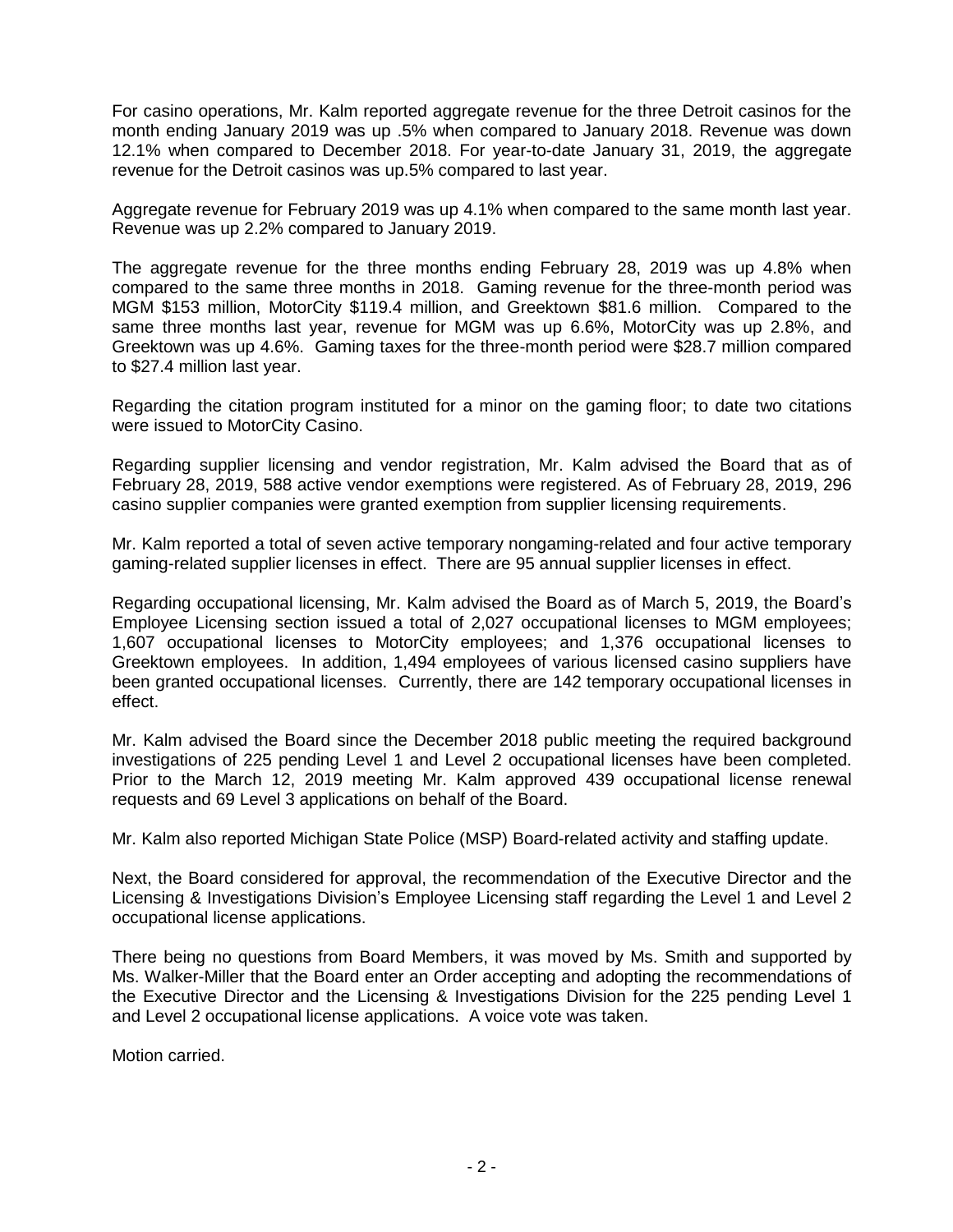For casino operations, Mr. Kalm reported aggregate revenue for the three Detroit casinos for the month ending January 2019 was up .5% when compared to January 2018. Revenue was down 12.1% when compared to December 2018. For year-to-date January 31, 2019, the aggregate revenue for the Detroit casinos was up.5% compared to last year.

Aggregate revenue for February 2019 was up 4.1% when compared to the same month last year. Revenue was up 2.2% compared to January 2019.

The aggregate revenue for the three months ending February 28, 2019 was up 4.8% when compared to the same three months in 2018. Gaming revenue for the three-month period was MGM \$153 million, MotorCity \$119.4 million, and Greektown \$81.6 million. Compared to the same three months last year, revenue for MGM was up 6.6%, MotorCity was up 2.8%, and Greektown was up 4.6%. Gaming taxes for the three-month period were \$28.7 million compared to \$27.4 million last year.

Regarding the citation program instituted for a minor on the gaming floor; to date two citations were issued to MotorCity Casino.

Regarding supplier licensing and vendor registration, Mr. Kalm advised the Board that as of February 28, 2019, 588 active vendor exemptions were registered. As of February 28, 2019, 296 casino supplier companies were granted exemption from supplier licensing requirements.

Mr. Kalm reported a total of seven active temporary nongaming-related and four active temporary gaming-related supplier licenses in effect. There are 95 annual supplier licenses in effect.

Regarding occupational licensing, Mr. Kalm advised the Board as of March 5, 2019, the Board's Employee Licensing section issued a total of 2,027 occupational licenses to MGM employees; 1,607 occupational licenses to MotorCity employees; and 1,376 occupational licenses to Greektown employees. In addition, 1,494 employees of various licensed casino suppliers have been granted occupational licenses. Currently, there are 142 temporary occupational licenses in effect.

Mr. Kalm advised the Board since the December 2018 public meeting the required background investigations of 225 pending Level 1 and Level 2 occupational licenses have been completed. Prior to the March 12, 2019 meeting Mr. Kalm approved 439 occupational license renewal requests and 69 Level 3 applications on behalf of the Board.

Mr. Kalm also reported Michigan State Police (MSP) Board-related activity and staffing update.

Next, the Board considered for approval, the recommendation of the Executive Director and the Licensing & Investigations Division's Employee Licensing staff regarding the Level 1 and Level 2 occupational license applications.

There being no questions from Board Members, it was moved by Ms. Smith and supported by Ms. Walker-Miller that the Board enter an Order accepting and adopting the recommendations of the Executive Director and the Licensing & Investigations Division for the 225 pending Level 1 and Level 2 occupational license applications. A voice vote was taken.

Motion carried.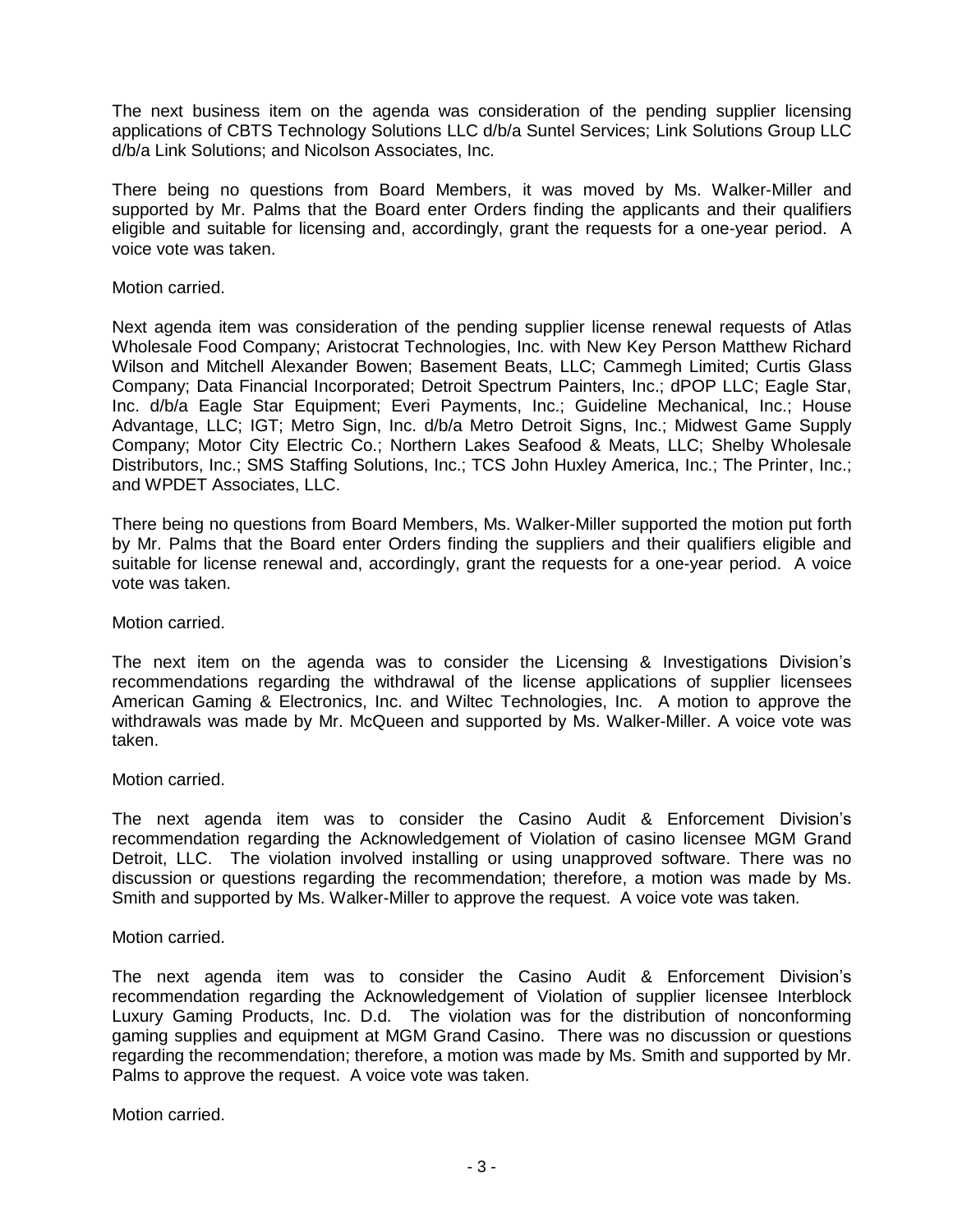The next business item on the agenda was consideration of the pending supplier licensing applications of CBTS Technology Solutions LLC d/b/a Suntel Services; Link Solutions Group LLC d/b/a Link Solutions; and Nicolson Associates, Inc.

There being no questions from Board Members, it was moved by Ms. Walker-Miller and supported by Mr. Palms that the Board enter Orders finding the applicants and their qualifiers eligible and suitable for licensing and, accordingly, grant the requests for a one-year period. A voice vote was taken.

Motion carried.

Next agenda item was consideration of the pending supplier license renewal requests of Atlas Wholesale Food Company; Aristocrat Technologies, Inc. with New Key Person Matthew Richard Wilson and Mitchell Alexander Bowen; Basement Beats, LLC; Cammegh Limited; Curtis Glass Company; Data Financial Incorporated; Detroit Spectrum Painters, Inc.; dPOP LLC; Eagle Star, Inc. d/b/a Eagle Star Equipment; Everi Payments, Inc.; Guideline Mechanical, Inc.; House Advantage, LLC; IGT; Metro Sign, Inc. d/b/a Metro Detroit Signs, Inc.; Midwest Game Supply Company; Motor City Electric Co.; Northern Lakes Seafood & Meats, LLC; Shelby Wholesale Distributors, Inc.; SMS Staffing Solutions, Inc.; TCS John Huxley America, Inc.; The Printer, Inc.; and WPDET Associates, LLC.

There being no questions from Board Members, Ms. Walker-Miller supported the motion put forth by Mr. Palms that the Board enter Orders finding the suppliers and their qualifiers eligible and suitable for license renewal and, accordingly, grant the requests for a one-year period. A voice vote was taken.

Motion carried.

The next item on the agenda was to consider the Licensing & Investigations Division's recommendations regarding the withdrawal of the license applications of supplier licensees American Gaming & Electronics, Inc. and Wiltec Technologies, Inc. A motion to approve the withdrawals was made by Mr. McQueen and supported by Ms. Walker-Miller. A voice vote was taken.

Motion carried.

The next agenda item was to consider the Casino Audit & Enforcement Division's recommendation regarding the Acknowledgement of Violation of casino licensee MGM Grand Detroit, LLC. The violation involved installing or using unapproved software. There was no discussion or questions regarding the recommendation; therefore, a motion was made by Ms. Smith and supported by Ms. Walker-Miller to approve the request. A voice vote was taken.

Motion carried.

The next agenda item was to consider the Casino Audit & Enforcement Division's recommendation regarding the Acknowledgement of Violation of supplier licensee Interblock Luxury Gaming Products, Inc. D.d. The violation was for the distribution of nonconforming gaming supplies and equipment at MGM Grand Casino. There was no discussion or questions regarding the recommendation; therefore, a motion was made by Ms. Smith and supported by Mr. Palms to approve the request. A voice vote was taken.

Motion carried.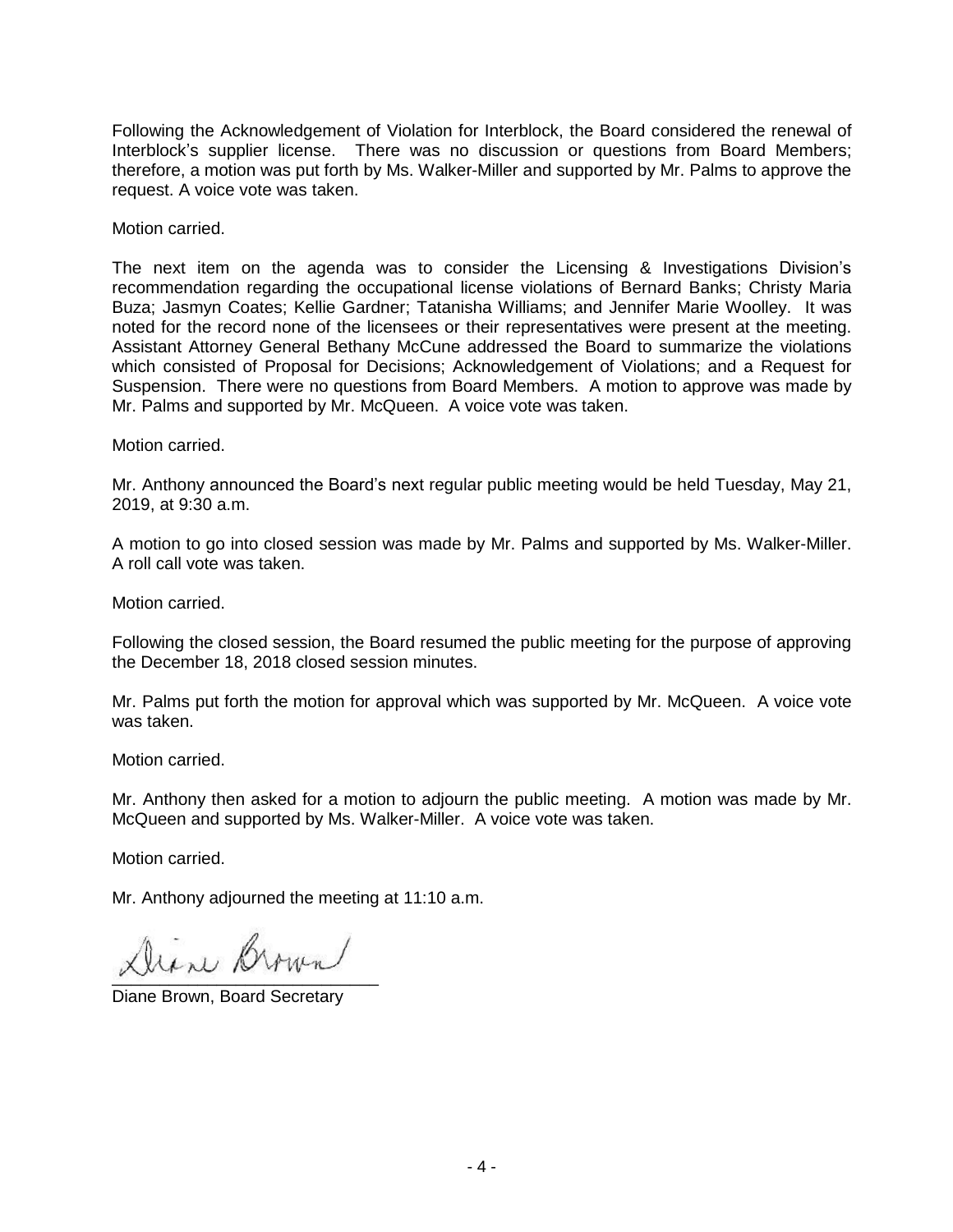Following the Acknowledgement of Violation for Interblock, the Board considered the renewal of Interblock's supplier license. There was no discussion or questions from Board Members; therefore, a motion was put forth by Ms. Walker-Miller and supported by Mr. Palms to approve the request. A voice vote was taken.

Motion carried.

The next item on the agenda was to consider the Licensing & Investigations Division's recommendation regarding the occupational license violations of Bernard Banks; Christy Maria Buza; Jasmyn Coates; Kellie Gardner; Tatanisha Williams; and Jennifer Marie Woolley. It was noted for the record none of the licensees or their representatives were present at the meeting. Assistant Attorney General Bethany McCune addressed the Board to summarize the violations which consisted of Proposal for Decisions; Acknowledgement of Violations; and a Request for Suspension. There were no questions from Board Members. A motion to approve was made by Mr. Palms and supported by Mr. McQueen. A voice vote was taken.

Motion carried.

Mr. Anthony announced the Board's next regular public meeting would be held Tuesday, May 21, 2019, at 9:30 a.m.

A motion to go into closed session was made by Mr. Palms and supported by Ms. Walker-Miller. A roll call vote was taken.

Motion carried.

Following the closed session, the Board resumed the public meeting for the purpose of approving the December 18, 2018 closed session minutes.

Mr. Palms put forth the motion for approval which was supported by Mr. McQueen. A voice vote was taken.

Motion carried.

Mr. Anthony then asked for a motion to adjourn the public meeting. A motion was made by Mr. McQueen and supported by Ms. Walker-Miller. A voice vote was taken.

Motion carried.

Mr. Anthony adjourned the meeting at 11:10 a.m.

Diane Brown

Diane Brown, Board Secretary